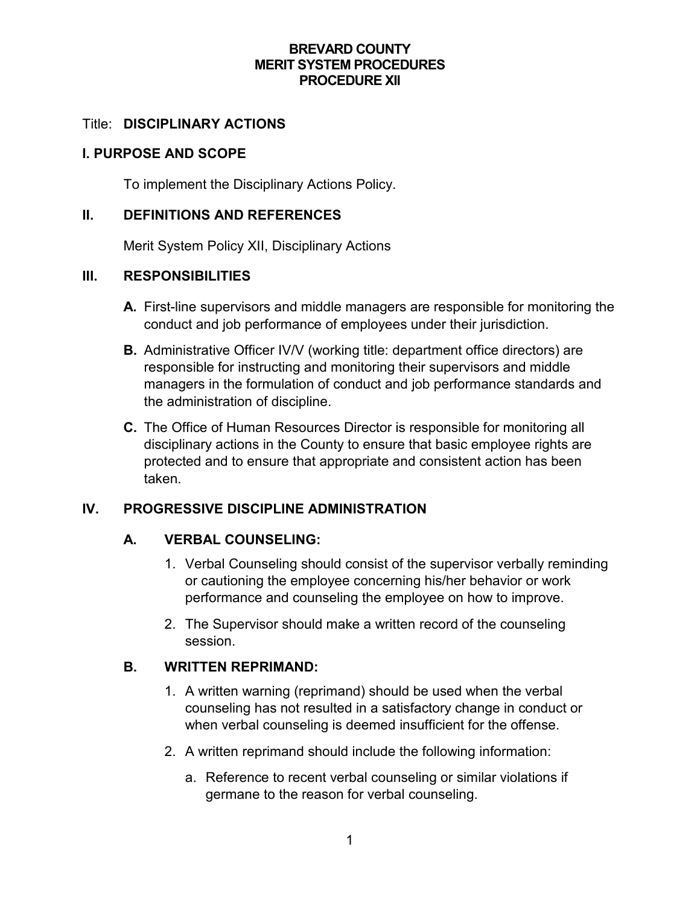# BREVARD COUNTY
# MERIT SYSTEM PROCEDURES
# PROCEDURE XII

Title: **DISCIPLINARY ACTIONS**

## I. PURPOSE AND SCOPE

To implement the Disciplinary Actions Policy.

## II. DEFINITIONS AND REFERENCES

Merit System Policy XII, Disciplinary Actions

## III. RESPONSIBILITIES

**A.** First-line supervisors and middle managers are responsible for monitoring the conduct and job performance of employees under their jurisdiction.

**B.** Administrative Officer IV/V (working title: department office directors) are responsible for instructing and monitoring their supervisors and middle managers in the formulation of conduct and job performance standards and the administration of discipline.

**C.** The Office of Human Resources Director is responsible for monitoring all disciplinary actions in the County to ensure that basic employee rights are protected and to ensure that appropriate and consistent action has been taken.

## IV. PROGRESSIVE DISCIPLINE ADMINISTRATION

### A. VERBAL COUNSELING:

1. Verbal Counseling should consist of the supervisor verbally reminding or cautioning the employee concerning his/her behavior or work performance and counseling the employee on how to improve.

2. The Supervisor should make a written record of the counseling session.

### B. WRITTEN REPRIMAND:

1. A written warning (reprimand) should be used when the verbal counseling has not resulted in a satisfactory change in conduct or when verbal counseling is deemed insufficient for the offense.

2. A written reprimand should include the following information:

   a. Reference to recent verbal counseling or similar violations if germane to the reason for verbal counseling.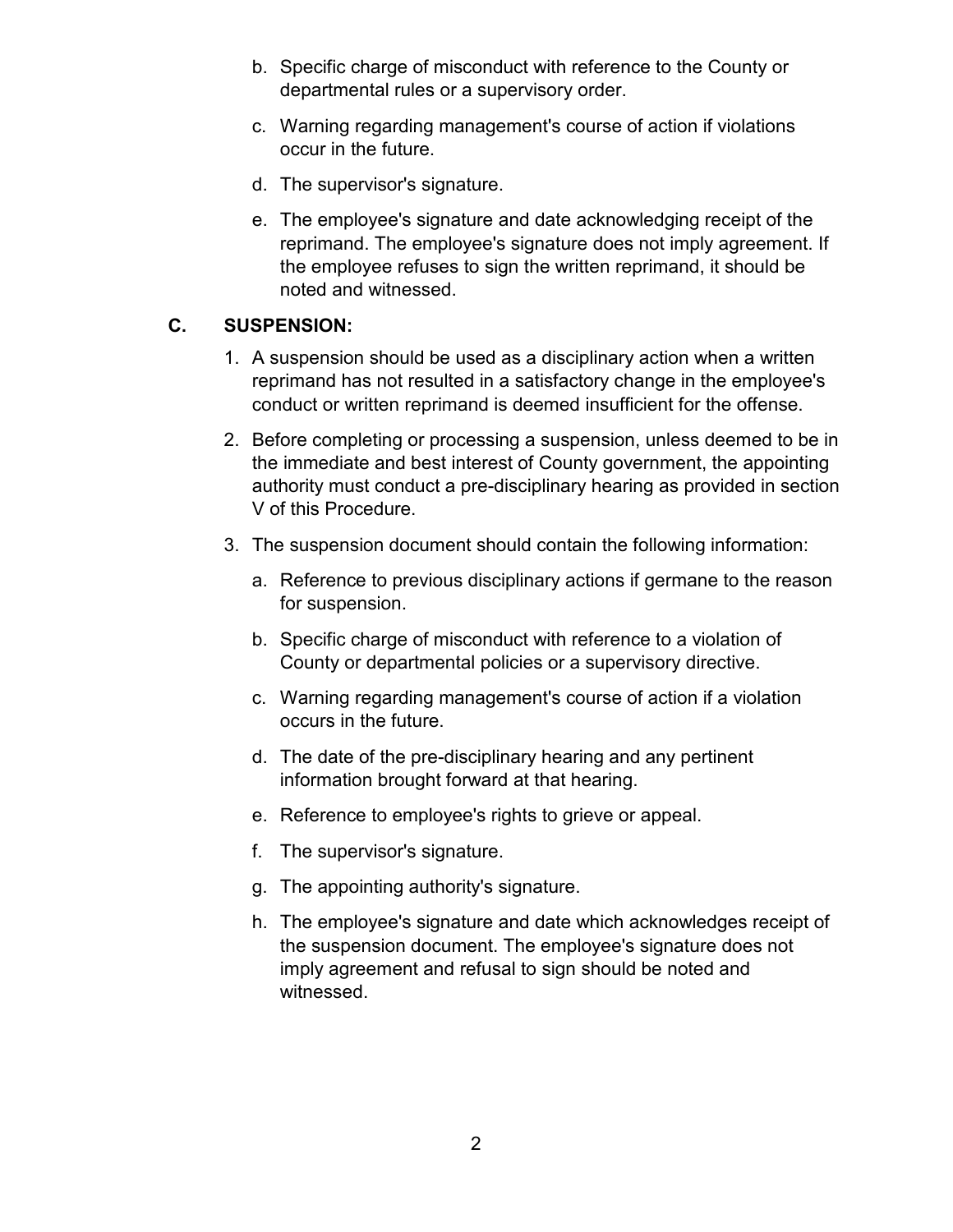b. Specific charge of misconduct with reference to the County or departmental rules or a supervisory order.

c. Warning regarding management's course of action if violations occur in the future.

d. The supervisor's signature.

e. The employee's signature and date acknowledging receipt of the reprimand. The employee's signature does not imply agreement. If the employee refuses to sign the written reprimand, it should be noted and witnessed.

**C. SUSPENSION:**

1. A suspension should be used as a disciplinary action when a written reprimand has not resulted in a satisfactory change in the employee's conduct or written reprimand is deemed insufficient for the offense.

2. Before completing or processing a suspension, unless deemed to be in the immediate and best interest of County government, the appointing authority must conduct a pre-disciplinary hearing as provided in section V of this Procedure.

3. The suspension document should contain the following information:

   a. Reference to previous disciplinary actions if germane to the reason for suspension.

   b. Specific charge of misconduct with reference to a violation of County or departmental policies or a supervisory directive.

   c. Warning regarding management's course of action if a violation occurs in the future.

   d. The date of the pre-disciplinary hearing and any pertinent information brought forward at that hearing.

   e. Reference to employee's rights to grieve or appeal.

   f. The supervisor's signature.

   g. The appointing authority's signature.

   h. The employee's signature and date which acknowledges receipt of the suspension document. The employee's signature does not imply agreement and refusal to sign should be noted and witnessed.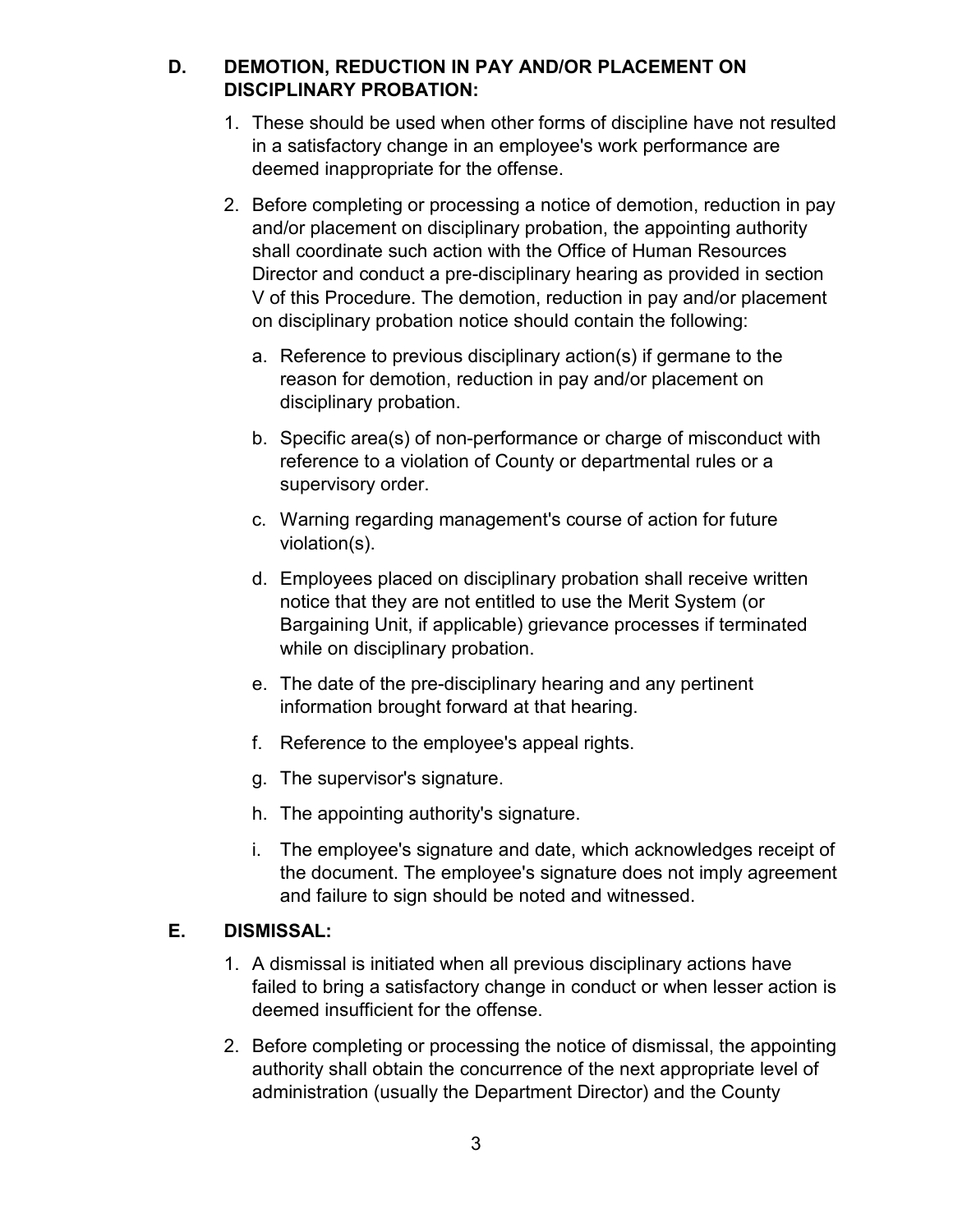## D. DEMOTION, REDUCTION IN PAY AND/OR PLACEMENT ON DISCIPLINARY PROBATION:

1. These should be used when other forms of discipline have not resulted in a satisfactory change in an employee's work performance are deemed inappropriate for the offense.

2. Before completing or processing a notice of demotion, reduction in pay and/or placement on disciplinary probation, the appointing authority shall coordinate such action with the Office of Human Resources Director and conduct a pre-disciplinary hearing as provided in section V of this Procedure. The demotion, reduction in pay and/or placement on disciplinary probation notice should contain the following:

   a. Reference to previous disciplinary action(s) if germane to the reason for demotion, reduction in pay and/or placement on disciplinary probation.

   b. Specific area(s) of non-performance or charge of misconduct with reference to a violation of County or departmental rules or a supervisory order.

   c. Warning regarding management's course of action for future violation(s).

   d. Employees placed on disciplinary probation shall receive written notice that they are not entitled to use the Merit System (or Bargaining Unit, if applicable) grievance processes if terminated while on disciplinary probation.

   e. The date of the pre-disciplinary hearing and any pertinent information brought forward at that hearing.

   f. Reference to the employee's appeal rights.

   g. The supervisor's signature.

   h. The appointing authority's signature.

   i. The employee's signature and date, which acknowledges receipt of the document. The employee's signature does not imply agreement and failure to sign should be noted and witnessed.

## E. DISMISSAL:

1. A dismissal is initiated when all previous disciplinary actions have failed to bring a satisfactory change in conduct or when lesser action is deemed insufficient for the offense.

2. Before completing or processing the notice of dismissal, the appointing authority shall obtain the concurrence of the next appropriate level of administration (usually the Department Director) and the County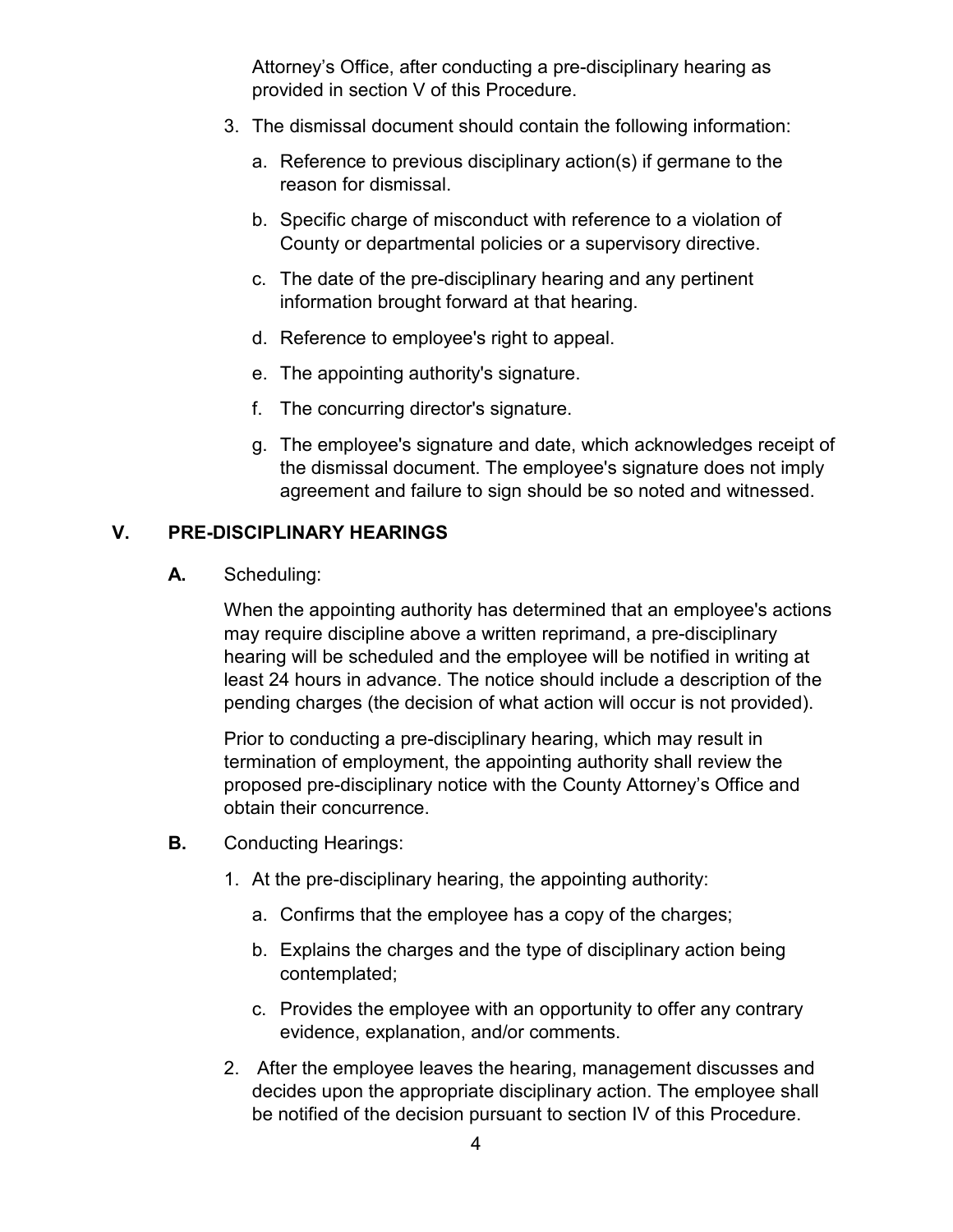Attorney's Office, after conducting a pre-disciplinary hearing as provided in section V of this Procedure.

3. The dismissal document should contain the following information:

   a. Reference to previous disciplinary action(s) if germane to the reason for dismissal.

   b. Specific charge of misconduct with reference to a violation of County or departmental policies or a supervisory directive.

   c. The date of the pre-disciplinary hearing and any pertinent information brought forward at that hearing.

   d. Reference to employee's right to appeal.

   e. The appointing authority's signature.

   f. The concurring director's signature.

   g. The employee's signature and date, which acknowledges receipt of the dismissal document. The employee's signature does not imply agreement and failure to sign should be so noted and witnessed.

## V. PRE-DISCIPLINARY HEARINGS

**A.** Scheduling:

When the appointing authority has determined that an employee's actions may require discipline above a written reprimand, a pre-disciplinary hearing will be scheduled and the employee will be notified in writing at least 24 hours in advance. The notice should include a description of the pending charges (the decision of what action will occur is not provided).

Prior to conducting a pre-disciplinary hearing, which may result in termination of employment, the appointing authority shall review the proposed pre-disciplinary notice with the County Attorney's Office and obtain their concurrence.

**B.** Conducting Hearings:

1. At the pre-disciplinary hearing, the appointing authority:

   a. Confirms that the employee has a copy of the charges;

   b. Explains the charges and the type of disciplinary action being contemplated;

   c. Provides the employee with an opportunity to offer any contrary evidence, explanation, and/or comments.

2. After the employee leaves the hearing, management discusses and decides upon the appropriate disciplinary action. The employee shall be notified of the decision pursuant to section IV of this Procedure.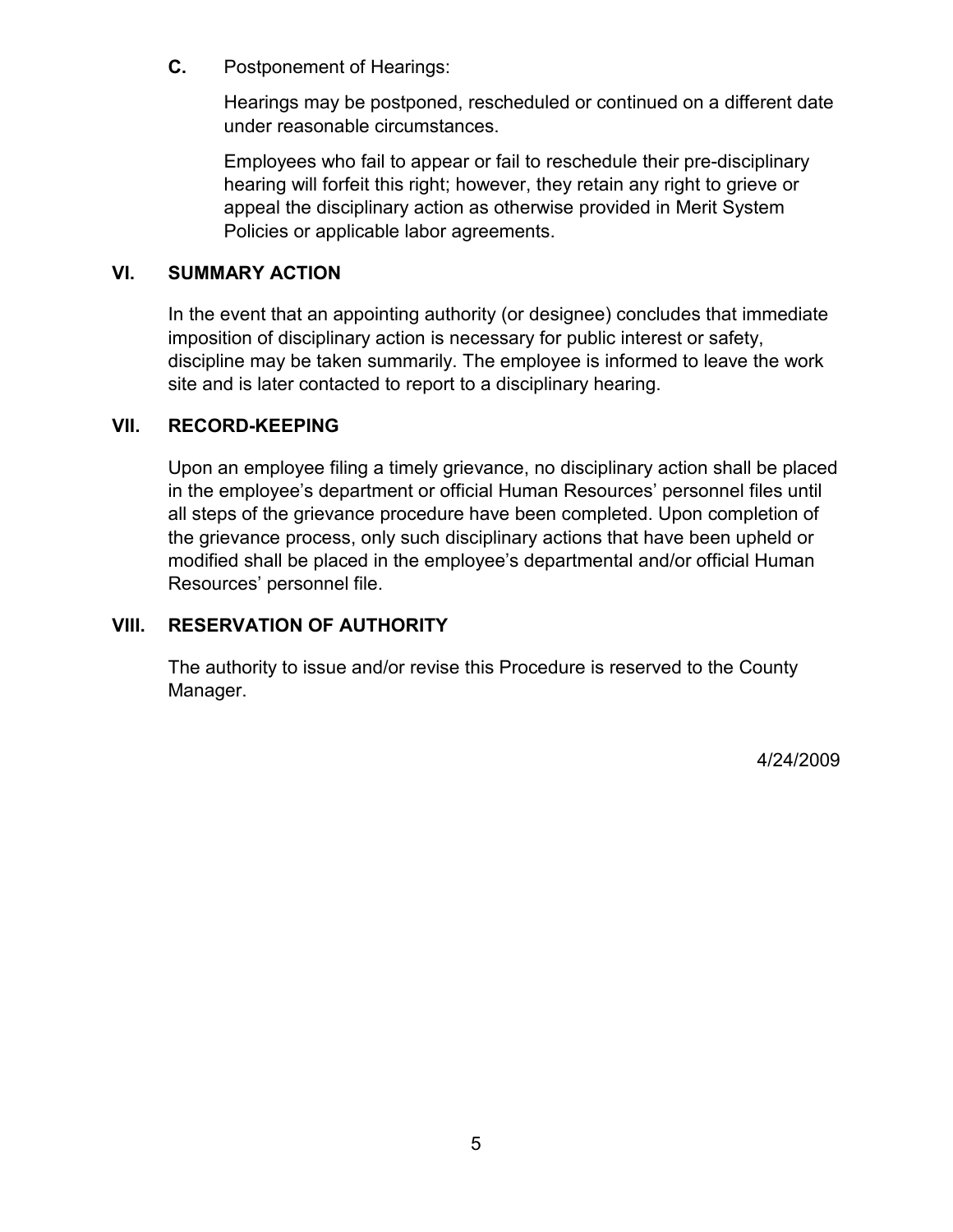**C.** Postponement of Hearings:

Hearings may be postponed, rescheduled or continued on a different date under reasonable circumstances.

Employees who fail to appear or fail to reschedule their pre-disciplinary hearing will forfeit this right; however, they retain any right to grieve or appeal the disciplinary action as otherwise provided in Merit System Policies or applicable labor agreements.

## VI. SUMMARY ACTION

In the event that an appointing authority (or designee) concludes that immediate imposition of disciplinary action is necessary for public interest or safety, discipline may be taken summarily. The employee is informed to leave the work site and is later contacted to report to a disciplinary hearing.

## VII. RECORD-KEEPING

Upon an employee filing a timely grievance, no disciplinary action shall be placed in the employee's department or official Human Resources' personnel files until all steps of the grievance procedure have been completed. Upon completion of the grievance process, only such disciplinary actions that have been upheld or modified shall be placed in the employee's departmental and/or official Human Resources' personnel file.

## VIII. RESERVATION OF AUTHORITY

The authority to issue and/or revise this Procedure is reserved to the County Manager.

4/24/2009